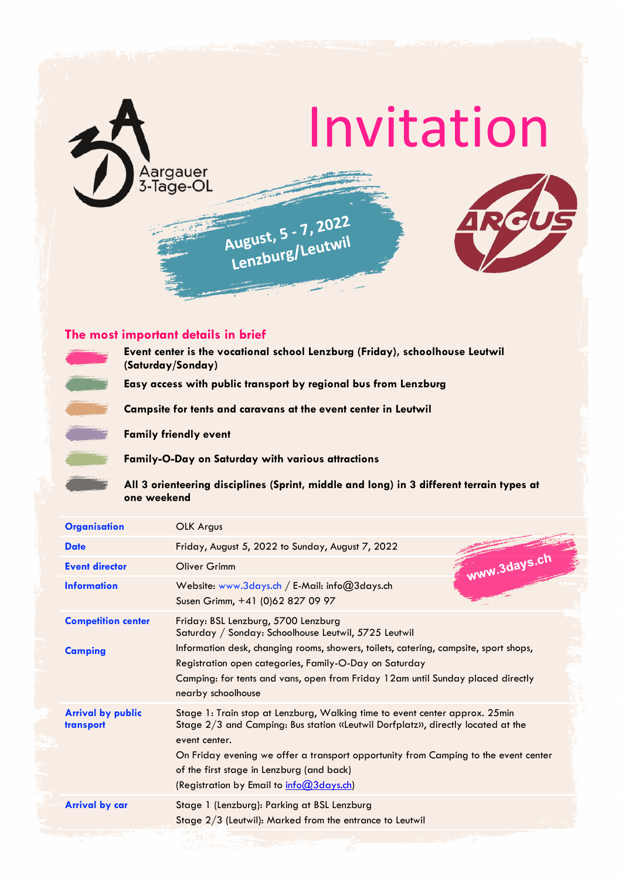Aargauer 3-Tage-OL

# Invitation

August, 5 - 7, 2022
Lenzburg/Leutwil

ARGUS

## The most important details in brief

- **Event center is the vocational school Lenzburg (Friday), schoolhouse Leutwil (Saturday/Sonday)**
- **Easy access with public transport by regional bus from Lenzburg**
- **Campsite for tents and caravans at the event center in Leutwil**
- **Family friendly event**
- **Family-O-Day on Saturday with various attractions**
- **All 3 orienteering disciplines (Sprint, middle and long) in 3 different terrain types at one weekend**

www.3days.ch

| | |
|---|---|
| **Organisation** | OLK Argus |
| **Date** | Friday, August 5, 2022 to Sunday, August 7, 2022 |
| **Event director** | Oliver Grimm |
| **Information** | Website: www.3days.ch / E-Mail: info@3days.ch<br>Susen Grimm, +41 (0)62 827 09 97 |
| **Competition center**<br><br>**Camping** | Friday: BSL Lenzburg, 5700 Lenzburg<br>Saturday / Sonday: Schoolhouse Leutwil, 5725 Leutwil<br>Information desk, changing rooms, showers, toilets, catering, campsite, sport shops, Registration open categories, Family-O-Day on Saturday<br>Camping: for tents and vans, open from Friday 12am until Sunday placed directly nearby schoolhouse |
| **Arrival by public transport** | Stage 1: Train stop at Lenzburg, Walking time to event center approx. 25min<br>Stage 2/3 and Camping: Bus station «Leutwil Dorfplatz», directly located at the event center.<br>On Friday evening we offer a transport opportunity from Camping to the event center of the first stage in Lenzburg (and back)<br>(Registration by Email to info@3days.ch) |
| **Arrival by car** | Stage 1 (Lenzburg): Parking at BSL Lenzburg<br>Stage 2/3 (Leutwil): Marked from the entrance to Leutwil |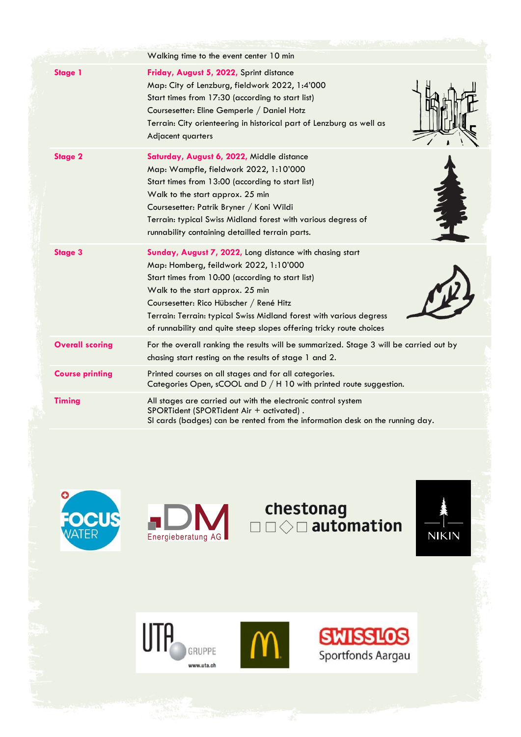| | |
|---|---|
| | Walking time to the event center 10 min |
| **Stage 1** | **Friday, August 5, 2022,** Sprint distance<br>Map: City of Lenzburg, fieldwork 2022, 1:4'000<br>Start times from 17:30 (according to start list)<br>Coursesetter: Eline Gemperle / Daniel Hotz<br>Terrain: City orienteering in historical part of Lenzburg as well as Adjacent quarters |
| **Stage 2** | **Saturday, August 6, 2022,** Middle distance<br>Map: Wampfle, fieldwork 2022, 1:10'000<br>Start times from 13:00 (according to start list)<br>Walk to the start approx. 25 min<br>Coursesetter: Patrik Bryner / Koni Wildi<br>Terrain: typical Swiss Midland forest with various degress of runnability containing detailled terrain parts. |
| **Stage 3** | **Sunday, August 7, 2022,** Long distance with chasing start<br>Map: Homberg, feildwork 2022, 1:10'000<br>Start times from 10:00 (according to start list)<br>Walk to the start approx. 25 min<br>Coursesetter: Rico Hübscher / René Hitz<br>Terrain: Terrain: typical Swiss Midland forest with various degress of runnability and quite steep slopes offering tricky route choices |
| **Overall scoring** | For the overall ranking the results will be summarized. Stage 3 will be carried out by chasing start resting on the results of stage 1 and 2. |
| **Course printing** | Printed courses on all stages and for all categories.<br>Categories Open, sCOOL and D / H 10 with printed route suggestion. |
| **Timing** | All stages are carried out with the electronic control system SPORTident (SPORTident Air + activated) .<br>SI cards (badges) can be rented from the information desk on the running day. |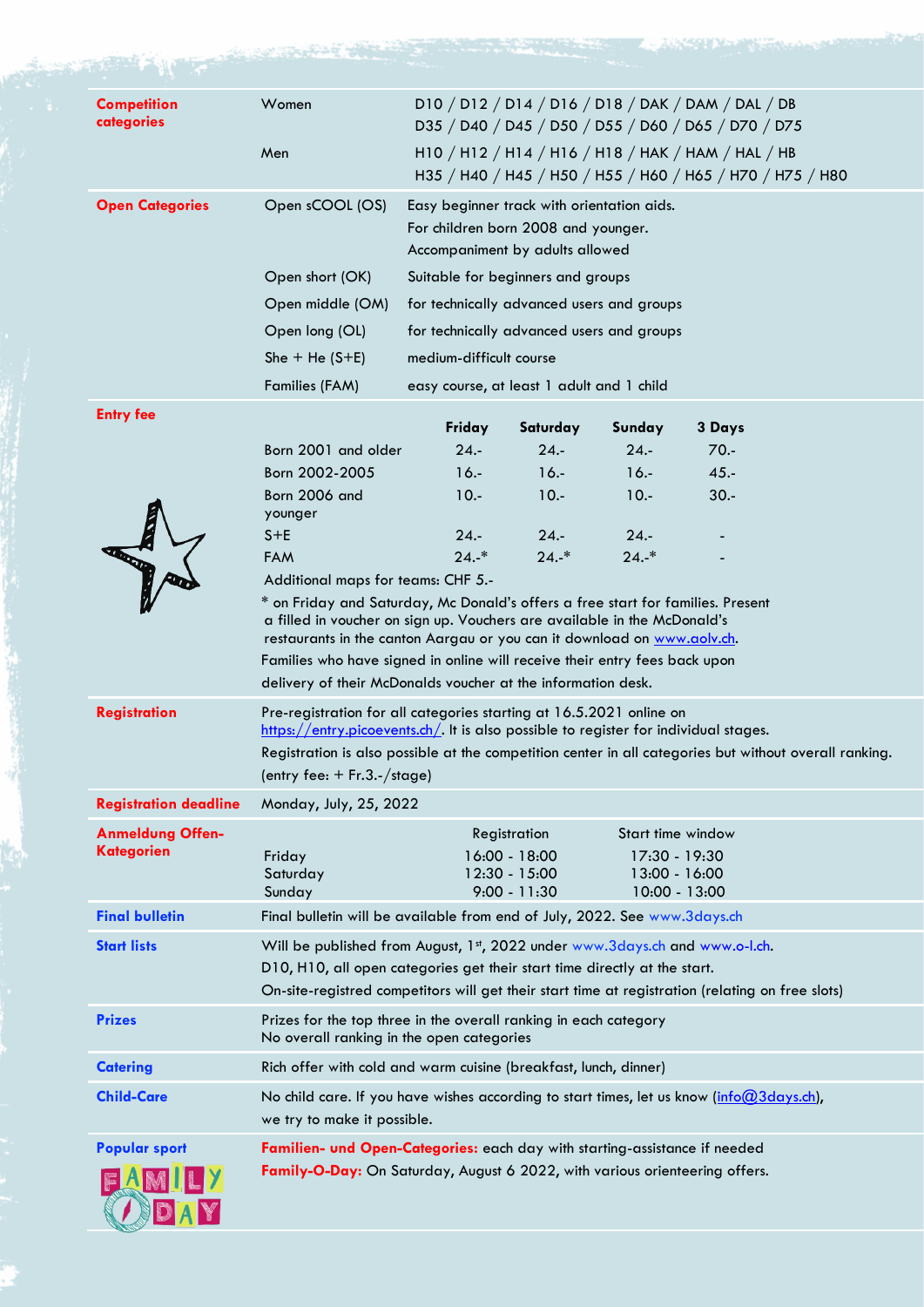**Competition categories**

| | |
|---|---|
| Women | D10 / D12 / D14 / D16 / D18 / DAK / DAM / DAL / DB<br>D35 / D40 / D45 / D50 / D55 / D60 / D65 / D70 / D75 |
| Men | H10 / H12 / H14 / H16 / H18 / HAK / HAM / HAL / HB<br>H35 / H40 / H45 / H50 / H55 / H60 / H65 / H70 / H75 / H80 |

**Open Categories**

| | |
|---|---|
| Open sCOOL (OS) | Easy beginner track with orientation aids.<br>For children born 2008 and younger.<br>Accompaniment by adults allowed |
| Open short (OK) | Suitable for beginners and groups |
| Open middle (OM) | for technically advanced users and groups |
| Open long (OL) | for technically advanced users and groups |
| She + He (S+E) | medium-difficult course |
| Families (FAM) | easy course, at least 1 adult and 1 child |

**Entry fee**

| | Friday | Saturday | Sunday | 3 Days |
|---|---|---|---|---|
| Born 2001 and older | 24.- | 24.- | 24.- | 70.- |
| Born 2002-2005 | 16.- | 16.- | 16.- | 45.- |
| Born 2006 and younger | 10.- | 10.- | 10.- | 30.- |
| S+E | 24.- | 24.- | 24.- | - |
| FAM | 24.-* | 24.-* | 24.-* | - |

Additional maps for teams: CHF 5.-

* on Friday and Saturday, Mc Donald's offers a free start for families. Present a filled in voucher on sign up. Vouchers are available in the McDonald's restaurants in the canton Aargau or you can it download on www.aolv.ch.

Families who have signed in online will receive their entry fees back upon delivery of their McDonalds voucher at the information desk.

**Registration**

Pre-registration for all categories starting at 16.5.2021 online on https://entry.picoevents.ch/. It is also possible to register for individual stages.

Registration is also possible at the competition center in all categories but without overall ranking. (entry fee: + Fr.3.-/stage)

**Registration deadline**

Monday, July, 25, 2022

**Anmeldung Offen-Kategorien**

| | Registration | Start time window |
|---|---|---|
| Friday | 16:00 - 18:00 | 17:30 - 19:30 |
| Saturday | 12:30 - 15:00 | 13:00 - 16:00 |
| Sunday | 9:00 - 11:30 | 10:00 - 13:00 |

**Final bulletin**

Final bulletin will be available from end of July, 2022. See www.3days.ch

**Start lists**

Will be published from August, 1st, 2022 under www.3days.ch and www.o-l.ch.

D10, H10, all open categories get their start time directly at the start.

On-site-registred competitors will get their start time at registration (relating on free slots)

**Prizes**

Prizes for the top three in the overall ranking in each category
No overall ranking in the open categories

**Catering**

Rich offer with cold and warm cuisine (breakfast, lunch, dinner)

**Child-Care**

No child care. If you have wishes according to start times, let us know (info@3days.ch), we try to make it possible.

**Popular sport**

FAMILY DAY

**Familien- und Open-Categories:** each day with starting-assistance if needed

**Family-O-Day:** On Saturday, August 6 2022, with various orienteering offers.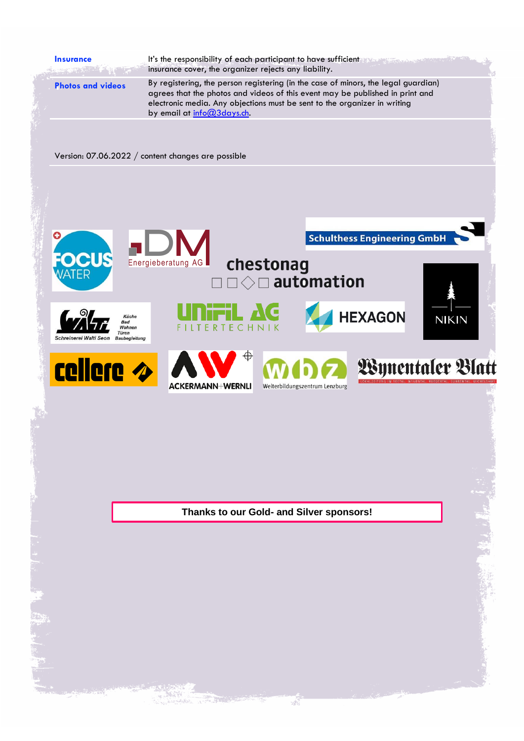| | |
|---|---|
| **Insurance** | It's the responsibility of each participant to have sufficient insurance cover, the organizer rejects any liability. |
| **Photos and videos** | By registering, the person registering (in the case of minors, the legal guardian) agrees that the photos and videos of this event may be published in print and electronic media. Any objections must be sent to the organizer in writing by email at info@3days.ch. |

Version: 07.06.2022 / content changes are possible

FOCUS WATER

DM Energieberatung AG

Schulthess Engineering GmbH

chestonag automation

Walti Schreinerei Walti Seon – Küche, Bad, Wohnen, Türen, Baubegleitung

UNIFIL AG FILTERTECHNIK

HEXAGON

NIKIN

cellere

ACKERMANN+WERNLI

wbz Weiterbildungszentrum Lenzburg

Wynentaler Blatt

**Thanks to our Gold- and Silver sponsors!**